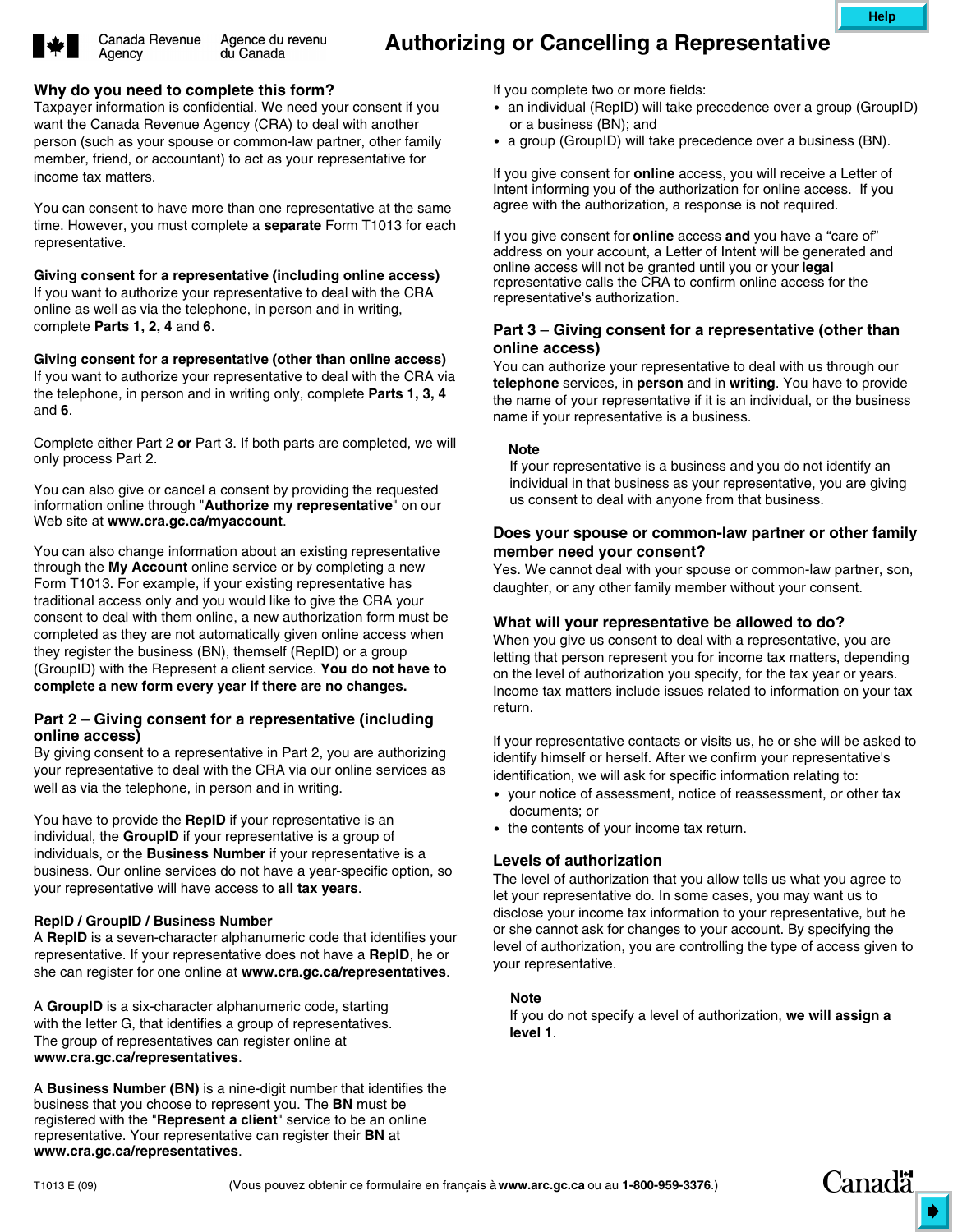Canada Revenue Agency / Agence du revenu du Canada

# Authorizing or Cancelling a Representative

## Why do you need to complete this form?

Taxpayer information is confidential. We need your consent if you want the Canada Revenue Agency (CRA) to deal with another person (such as your spouse or common-law partner, other family member, friend, or accountant) to act as your representative for income tax matters.

You can consent to have more than one representative at the same time. However, you must complete a **separate** Form T1013 for each representative.

### Giving consent for a representative (including online access)

If you want to authorize your representative to deal with the CRA online as well as via the telephone, in person and in writing, complete **Parts 1, 2, 4** and **6**.

### Giving consent for a representative (other than online access)

If you want to authorize your representative to deal with the CRA via the telephone, in person and in writing only, complete **Parts 1, 3, 4** and **6**.

Complete either Part 2 **or** Part 3. If both parts are completed, we will only process Part 2.

You can also give or cancel a consent by providing the requested information online through "**Authorize my representative**" on our Web site at **www.cra.gc.ca/myaccount**.

You can also change information about an existing representative through the **My Account** online service or by completing a new Form T1013. For example, if your existing representative has traditional access only and you would like to give the CRA your consent to deal with them online, a new authorization form must be completed as they are not automatically given online access when they register the business (BN), themself (RepID) or a group (GroupID) with the Represent a client service. **You do not have to complete a new form every year if there are no changes.**

## Part 2 – Giving consent for a representative (including online access)

By giving consent to a representative in Part 2, you are authorizing your representative to deal with the CRA via our online services as well as via the telephone, in person and in writing.

You have to provide the **RepID** if your representative is an individual, the **GroupID** if your representative is a group of individuals, or the **Business Number** if your representative is a business. Our online services do not have a year-specific option, so your representative will have access to **all tax years**.

### RepID / GroupID / Business Number

A **RepID** is a seven-character alphanumeric code that identifies your representative. If your representative does not have a **RepID**, he or she can register for one online at **www.cra.gc.ca/representatives**.

A **GroupID** is a six-character alphanumeric code, starting with the letter G, that identifies a group of representatives. The group of representatives can register online at **www.cra.gc.ca/representatives**.

A **Business Number (BN)** is a nine-digit number that identifies the business that you choose to represent you. The **BN** must be registered with the "**Represent a client**" service to be an online representative. Your representative can register their **BN** at **www.cra.gc.ca/representatives**.

If you complete two or more fields:

- an individual (RepID) will take precedence over a group (GroupID) or a business (BN); and
- a group (GroupID) will take precedence over a business (BN).

If you give consent for **online** access, you will receive a Letter of Intent informing you of the authorization for online access. If you agree with the authorization, a response is not required.

If you give consent for **online** access **and** you have a "care of" address on your account, a Letter of Intent will be generated and online access will not be granted until you or your **legal** representative calls the CRA to confirm online access for the representative's authorization.

## Part 3 – Giving consent for a representative (other than online access)

You can authorize your representative to deal with us through our **telephone** services, in **person** and in **writing**. You have to provide the name of your representative if it is an individual, or the business name if your representative is a business.

**Note**
If your representative is a business and you do not identify an individual in that business as your representative, you are giving us consent to deal with anyone from that business.

## Does your spouse or common-law partner or other family member need your consent?

Yes. We cannot deal with your spouse or common-law partner, son, daughter, or any other family member without your consent.

## What will your representative be allowed to do?

When you give us consent to deal with a representative, you are letting that person represent you for income tax matters, depending on the level of authorization you specify, for the tax year or years. Income tax matters include issues related to information on your tax return.

If your representative contacts or visits us, he or she will be asked to identify himself or herself. After we confirm your representative's identification, we will ask for specific information relating to:

- your notice of assessment, notice of reassessment, or other tax documents; or
- the contents of your income tax return.

## Levels of authorization

The level of authorization that you allow tells us what you agree to let your representative do. In some cases, you may want us to disclose your income tax information to your representative, but he or she cannot ask for changes to your account. By specifying the level of authorization, you are controlling the type of access given to your representative.

**Note**
If you do not specify a level of authorization, **we will assign a level 1**.

T1013 E (09)

(Vous pouvez obtenir ce formulaire en français à **www.arc.gc.ca** ou au **1-800-959-3376**.)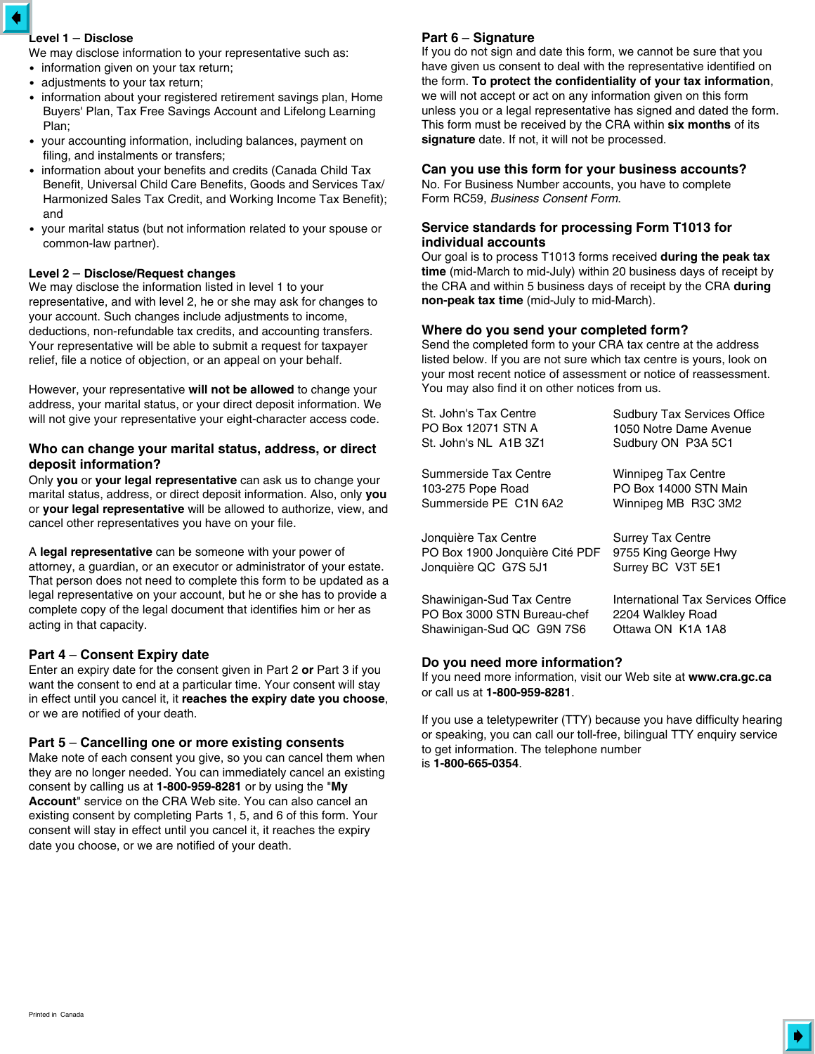### Level 1 – Disclose

We may disclose information to your representative such as:

- information given on your tax return;
- adjustments to your tax return;
- information about your registered retirement savings plan, Home Buyers' Plan, Tax Free Savings Account and Lifelong Learning Plan;
- your accounting information, including balances, payment on filing, and instalments or transfers;
- information about your benefits and credits (Canada Child Tax Benefit, Universal Child Care Benefits, Goods and Services Tax/ Harmonized Sales Tax Credit, and Working Income Tax Benefit); and
- your marital status (but not information related to your spouse or common-law partner).

### Level 2 – Disclose/Request changes

We may disclose the information listed in level 1 to your representative, and with level 2, he or she may ask for changes to your account. Such changes include adjustments to income, deductions, non-refundable tax credits, and accounting transfers. Your representative will be able to submit a request for taxpayer relief, file a notice of objection, or an appeal on your behalf.

However, your representative **will not be allowed** to change your address, your marital status, or your direct deposit information. We will not give your representative your eight-character access code.

## Who can change your marital status, address, or direct deposit information?

Only **you** or **your legal representative** can ask us to change your marital status, address, or direct deposit information. Also, only **you** or **your legal representative** will be allowed to authorize, view, and cancel other representatives you have on your file.

A **legal representative** can be someone with your power of attorney, a guardian, or an executor or administrator of your estate. That person does not need to complete this form to be updated as a legal representative on your account, but he or she has to provide a complete copy of the legal document that identifies him or her as acting in that capacity.

## Part 4 – Consent Expiry date

Enter an expiry date for the consent given in Part 2 **or** Part 3 if you want the consent to end at a particular time. Your consent will stay in effect until you cancel it, it **reaches the expiry date you choose**, or we are notified of your death.

## Part 5 – Cancelling one or more existing consents

Make note of each consent you give, so you can cancel them when they are no longer needed. You can immediately cancel an existing consent by calling us at **1-800-959-8281** or by using the "**My Account**" service on the CRA Web site. You can also cancel an existing consent by completing Parts 1, 5, and 6 of this form. Your consent will stay in effect until you cancel it, it reaches the expiry date you choose, or we are notified of your death.

## Part 6 – Signature

If you do not sign and date this form, we cannot be sure that you have given us consent to deal with the representative identified on the form. **To protect the confidentiality of your tax information**, we will not accept or act on any information given on this form unless you or a legal representative has signed and dated the form. This form must be received by the CRA within **six months** of its **signature** date. If not, it will not be processed.

## Can you use this form for your business accounts?

No. For Business Number accounts, you have to complete Form RC59, *Business Consent Form*.

## Service standards for processing Form T1013 for individual accounts

Our goal is to process T1013 forms received **during the peak tax time** (mid-March to mid-July) within 20 business days of receipt by the CRA and within 5 business days of receipt by the CRA **during non-peak tax time** (mid-July to mid-March).

## Where do you send your completed form?

Send the completed form to your CRA tax centre at the address listed below. If you are not sure which tax centre is yours, look on your most recent notice of assessment or notice of reassessment. You may also find it on other notices from us.

St. John's Tax Centre
PO Box 12071 STN A
St. John's NL A1B 3Z1

Sudbury Tax Services Office
1050 Notre Dame Avenue
Sudbury ON P3A 5C1

Summerside Tax Centre
103-275 Pope Road
Summerside PE C1N 6A2

Winnipeg Tax Centre
PO Box 14000 STN Main
Winnipeg MB R3C 3M2

Jonquière Tax Centre
PO Box 1900 Jonquière Cité PDF
Jonquière QC G7S 5J1

Surrey Tax Centre
9755 King George Hwy
Surrey BC V3T 5E1

Shawinigan-Sud Tax Centre
PO Box 3000 STN Bureau-chef
Shawinigan-Sud QC G9N 7S6

International Tax Services Office
2204 Walkley Road
Ottawa ON K1A 1A8

## Do you need more information?

If you need more information, visit our Web site at **www.cra.gc.ca** or call us at **1-800-959-8281**.

If you use a teletypewriter (TTY) because you have difficulty hearing or speaking, you can call our toll-free, bilingual TTY enquiry service to get information. The telephone number is **1-800-665-0354**.

Printed in Canada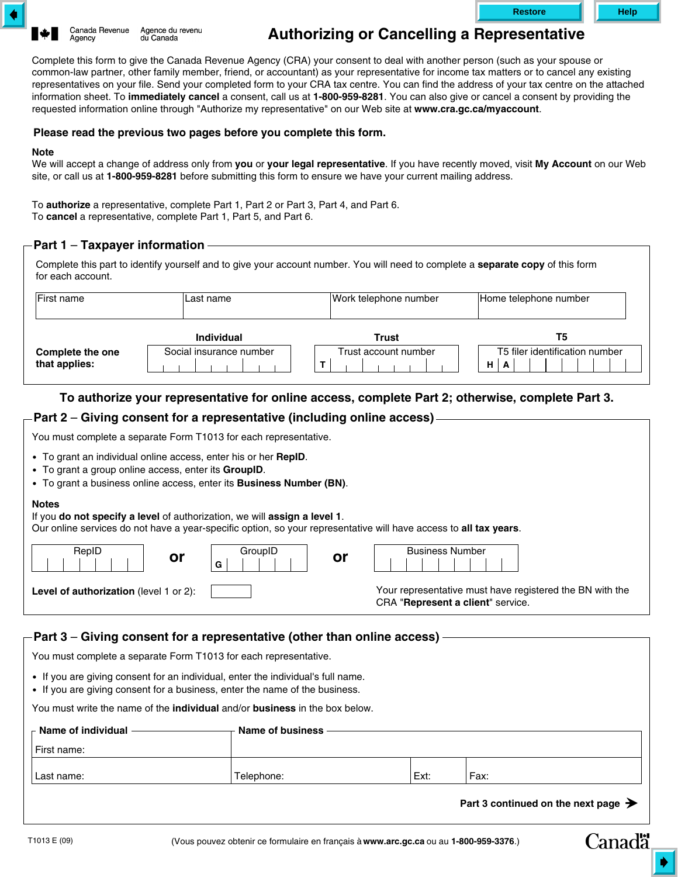Canada Revenue Agency / Agence du revenu du Canada

# Authorizing or Cancelling a Representative

Complete this form to give the Canada Revenue Agency (CRA) your consent to deal with another person (such as your spouse or common-law partner, other family member, friend, or accountant) as your representative for income tax matters or to cancel any existing representatives on your file. Send your completed form to your CRA tax centre. You can find the address of your tax centre on the attached information sheet. To **immediately cancel** a consent, call us at **1-800-959-8281**. You can also give or cancel a consent by providing the requested information online through "Authorize my representative" on our Web site at **www.cra.gc.ca/myaccount**.

**Please read the previous two pages before you complete this form.**

**Note**
We will accept a change of address only from **you** or **your legal representative**. If you have recently moved, visit **My Account** on our Web site, or call us at **1-800-959-8281** before submitting this form to ensure we have your current mailing address.

To **authorize** a representative, complete Part 1, Part 2 or Part 3, Part 4, and Part 6.
To **cancel** a representative, complete Part 1, Part 5, and Part 6.

## Part 1 – Taxpayer information

Complete this part to identify yourself and to give your account number. You will need to complete a **separate copy** of this form for each account.

| First name | Last name | Work telephone number | Home telephone number |
|---|---|---|---|
| | | | |

**Complete the one that applies:**

| Individual | Trust | T5 |
|---|---|---|
| Social insurance number | Trust account number | T5 filer identification number |
| | T | H A |

**To authorize your representative for online access, complete Part 2; otherwise, complete Part 3.**

## Part 2 – Giving consent for a representative (including online access)

You must complete a separate Form T1013 for each representative.

- To grant an individual online access, enter his or her **RepID**.
- To grant a group online access, enter its **GroupID**.
- To grant a business online access, enter its **Business Number (BN)**.

**Notes**
If you **do not specify a level** of authorization, we will **assign a level 1**.
Our online services do not have a year-specific option, so your representative will have access to **all tax years**.

| RepID | or | GroupID | or | Business Number |
|---|---|---|---|---|
| | | G | | |

**Level of authorization** (level 1 or 2): ________

Your representative must have registered the BN with the CRA "**Represent a client**" service.

## Part 3 – Giving consent for a representative (other than online access)

You must complete a separate Form T1013 for each representative.

- If you are giving consent for an individual, enter the individual's full name.
- If you are giving consent for a business, enter the name of the business.

You must write the name of the **individual** and/or **business** in the box below.

| Name of individual | Name of business | | |
|---|---|---|---|
| First name: | | | |
| Last name: | Telephone: | Ext: | Fax: |

**Part 3 continued on the next page** ➔

T1013 E (09)

(Vous pouvez obtenir ce formulaire en français à **www.arc.gc.ca** ou au **1-800-959-3376**.)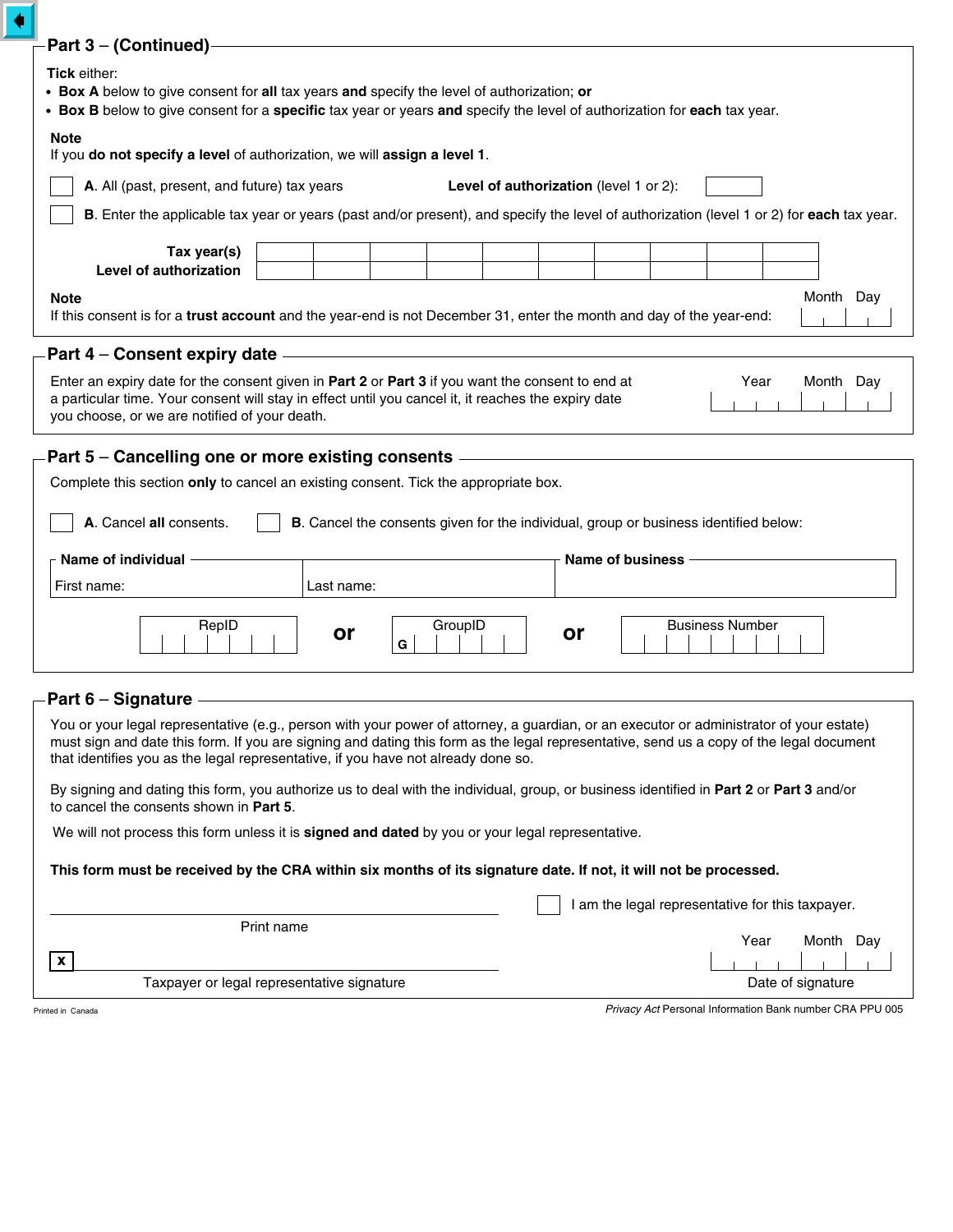## Part 3 – (Continued)

**Tick** either:

- **Box A** below to give consent for **all** tax years **and** specify the level of authorization; **or**
- **Box B** below to give consent for a **specific** tax year or years **and** specify the level of authorization for **each** tax year.

**Note**
If you **do not specify a level** of authorization, we will **assign a level 1**.

☐ **A**. All (past, present, and future) tax years **Level of authorization** (level 1 or 2): ______

☐ **B**. Enter the applicable tax year or years (past and/or present), and specify the level of authorization (level 1 or 2) for **each** tax year.

| | | | | | | | | | | |
|---|---|---|---|---|---|---|---|---|---|---|
| **Tax year(s)** | | | | | | | | | | |
| **Level of authorization** | | | | | | | | | | |

**Note**
If this consent is for a **trust account** and the year-end is not December 31, enter the month and day of the year-end: Month ____ Day ____

## Part 4 – Consent expiry date

Enter an expiry date for the consent given in **Part 2** or **Part 3** if you want the consent to end at a particular time. Your consent will stay in effect until you cancel it, it reaches the expiry date you choose, or we are notified of your death.

Year ________ Month ____ Day ____

## Part 5 – Cancelling one or more existing consents

Complete this section **only** to cancel an existing consent. Tick the appropriate box.

☐ **A**. Cancel **all** consents. ☐ **B**. Cancel the consents given for the individual, group or business identified below:

**Name of individual**

First name: ____________ Last name: ____________

**Name of business** ____________

RepID ____________ **or** GroupID G____________ **or** Business Number ____________

## Part 6 – Signature

You or your legal representative (e.g., person with your power of attorney, a guardian, or an executor or administrator of your estate) must sign and date this form. If you are signing and dating this form as the legal representative, send us a copy of the legal document that identifies you as the legal representative, if you have not already done so.

By signing and dating this form, you authorize us to deal with the individual, group, or business identified in **Part 2** or **Part 3** and/or to cancel the consents shown in **Part 5**.

We will not process this form unless it is **signed and dated** by you or your legal representative.

**This form must be received by the CRA within six months of its signature date. If not, it will not be processed.**

☐ I am the legal representative for this taxpayer.

____________________________
Print name

**x** ____________________________
Taxpayer or legal representative signature

Year ________ Month ____ Day ____
Date of signature

Printed in Canada

*Privacy Act* Personal Information Bank number CRA PPU 005